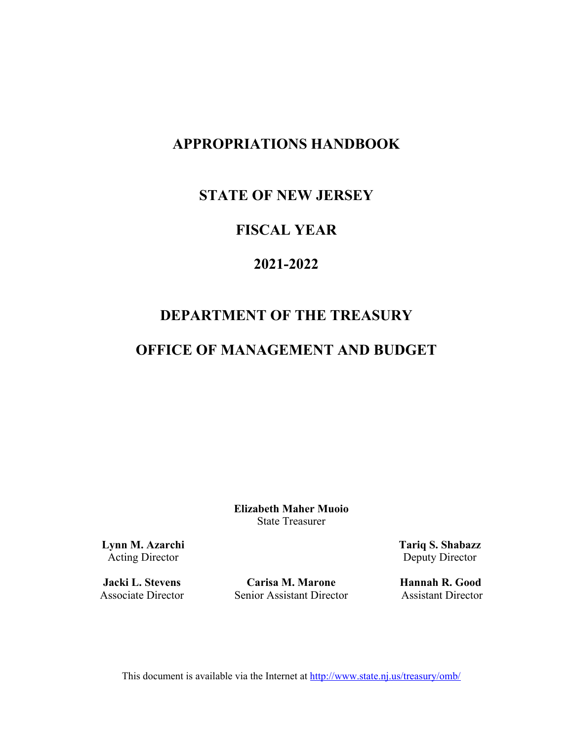# APPROPRIATIONS HANDBOOK

## STATE OF NEW JERSEY

## FISCAL YEAR

## 2021-2022

## DEPARTMENT OF THE TREASURY

## OFFICE OF MANAGEMENT AND BUDGET

**Elizabeth Maher Muoio**
State Treasurer

**Lynn M. Azarchi**
Acting Director

**Tariq S. Shabazz**
Deputy Director

**Jacki L. Stevens**
Associate Director

**Carisa M. Marone**
Senior Assistant Director

**Hannah R. Good**
Assistant Director

This document is available via the Internet at [http://www.state.nj.us/treasury/omb/](http://www.state.nj.us/treasury/omb/)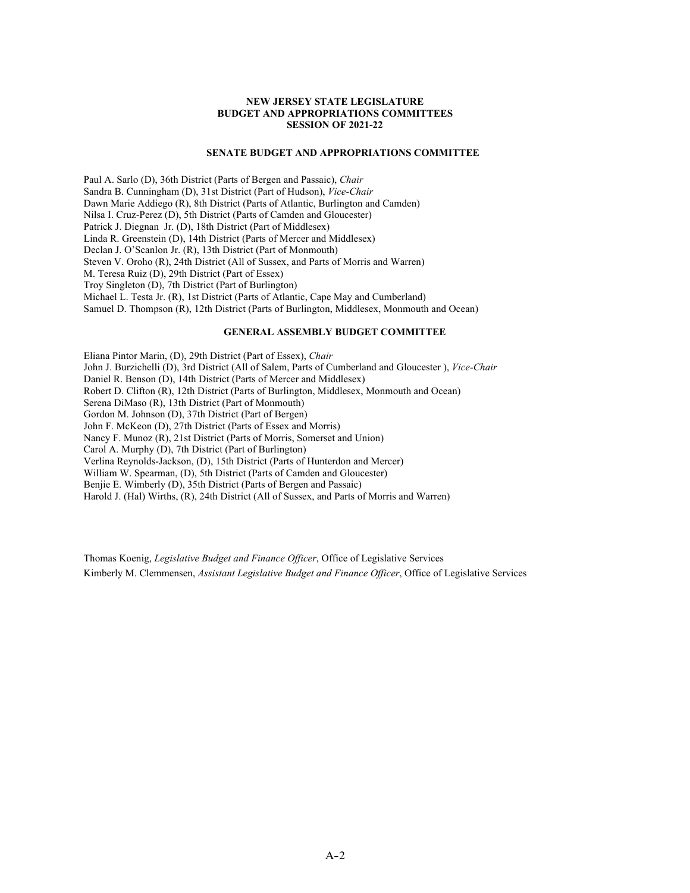**NEW JERSEY STATE LEGISLATURE**
**BUDGET AND APPROPRIATIONS COMMITTEES**
**SESSION OF 2021-22**

## SENATE BUDGET AND APPROPRIATIONS COMMITTEE

Paul A. Sarlo (D), 36th District (Parts of Bergen and Passaic), *Chair*
Sandra B. Cunningham (D), 31st District (Part of Hudson), *Vice-Chair*
Dawn Marie Addiego (R), 8th District (Parts of Atlantic, Burlington and Camden)
Nilsa I. Cruz-Perez (D), 5th District (Parts of Camden and Gloucester)
Patrick J. Diegnan Jr. (D), 18th District (Part of Middlesex)
Linda R. Greenstein (D), 14th District (Parts of Mercer and Middlesex)
Declan J. O'Scanlon Jr. (R), 13th District (Part of Monmouth)
Steven V. Oroho (R), 24th District (All of Sussex, and Parts of Morris and Warren)
M. Teresa Ruiz (D), 29th District (Part of Essex)
Troy Singleton (D), 7th District (Part of Burlington)
Michael L. Testa Jr. (R), 1st District (Parts of Atlantic, Cape May and Cumberland)
Samuel D. Thompson (R), 12th District (Parts of Burlington, Middlesex, Monmouth and Ocean)

## GENERAL ASSEMBLY BUDGET COMMITTEE

Eliana Pintor Marin, (D), 29th District (Part of Essex), *Chair*
John J. Burzichelli (D), 3rd District (All of Salem, Parts of Cumberland and Gloucester ), *Vice-Chair*
Daniel R. Benson (D), 14th District (Parts of Mercer and Middlesex)
Robert D. Clifton (R), 12th District (Parts of Burlington, Middlesex, Monmouth and Ocean)
Serena DiMaso (R), 13th District (Part of Monmouth)
Gordon M. Johnson (D), 37th District (Part of Bergen)
John F. McKeon (D), 27th District (Parts of Essex and Morris)
Nancy F. Munoz (R), 21st District (Parts of Morris, Somerset and Union)
Carol A. Murphy (D), 7th District (Part of Burlington)
Verlina Reynolds-Jackson, (D), 15th District (Parts of Hunterdon and Mercer)
William W. Spearman, (D), 5th District (Parts of Camden and Gloucester)
Benjie E. Wimberly (D), 35th District (Parts of Bergen and Passaic)
Harold J. (Hal) Wirths, (R), 24th District (All of Sussex, and Parts of Morris and Warren)

Thomas Koenig, *Legislative Budget and Finance Officer*, Office of Legislative Services
Kimberly M. Clemmensen, *Assistant Legislative Budget and Finance Officer*, Office of Legislative Services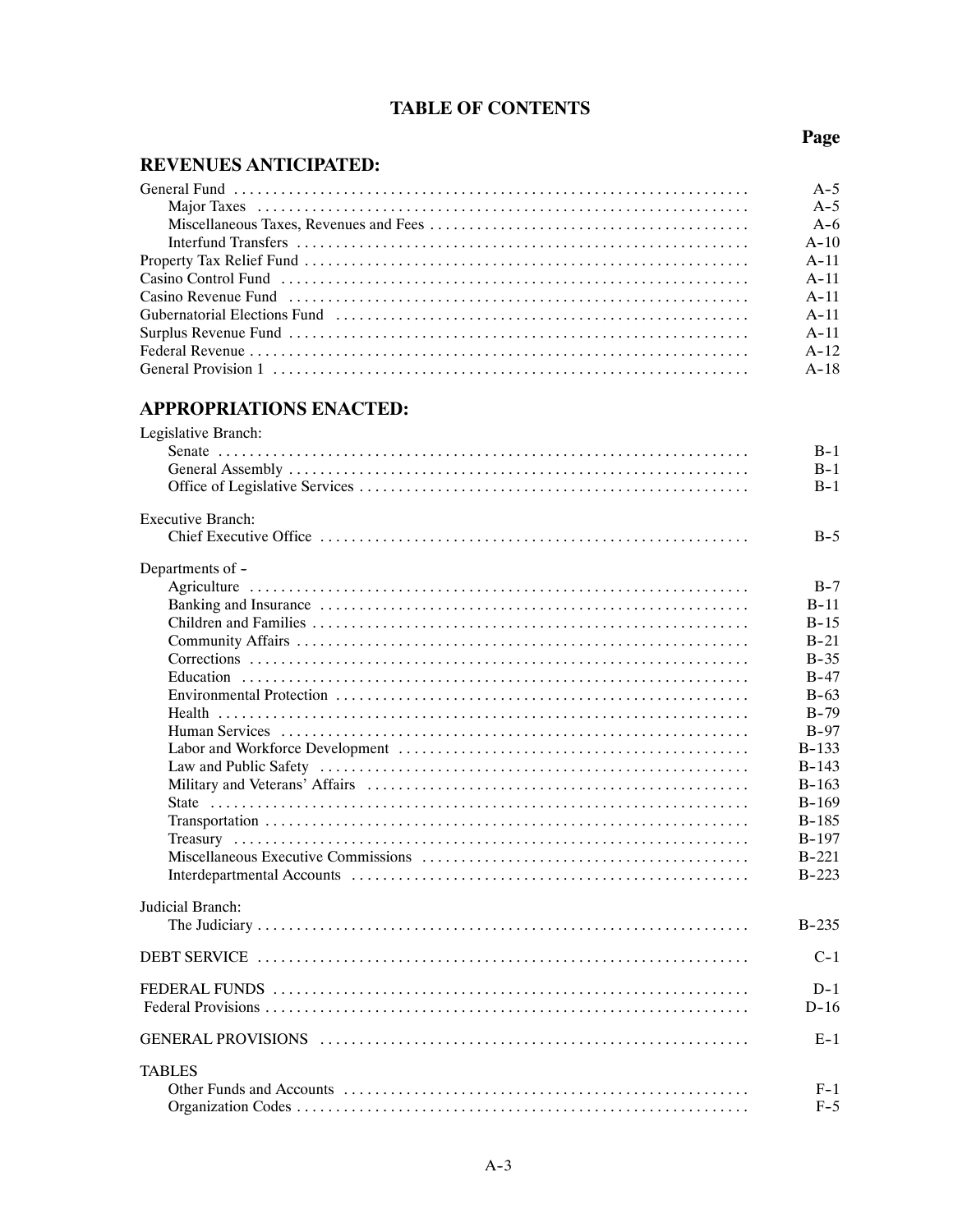# TABLE OF CONTENTS

| | Page |
|---|---|
| **REVENUES ANTICIPATED:** | |
| General Fund | A-5 |
| Major Taxes | A-5 |
| Miscellaneous Taxes, Revenues and Fees | A-6 |
| Interfund Transfers | A-10 |
| Property Tax Relief Fund | A-11 |
| Casino Control Fund | A-11 |
| Casino Revenue Fund | A-11 |
| Gubernatorial Elections Fund | A-11 |
| Surplus Revenue Fund | A-11 |
| Federal Revenue | A-12 |
| General Provision 1 | A-18 |
| **APPROPRIATIONS ENACTED:** | |
| Legislative Branch: | |
| Senate | B-1 |
| General Assembly | B-1 |
| Office of Legislative Services | B-1 |
| Executive Branch: | |
| Chief Executive Office | B-5 |
| Departments of – | |
| Agriculture | B-7 |
| Banking and Insurance | B-11 |
| Children and Families | B-15 |
| Community Affairs | B-21 |
| Corrections | B-35 |
| Education | B-47 |
| Environmental Protection | B-63 |
| Health | B-79 |
| Human Services | B-97 |
| Labor and Workforce Development | B-133 |
| Law and Public Safety | B-143 |
| Military and Veterans' Affairs | B-163 |
| State | B-169 |
| Transportation | B-185 |
| Treasury | B-197 |
| Miscellaneous Executive Commissions | B-221 |
| Interdepartmental Accounts | B-223 |
| Judicial Branch: | |
| The Judiciary | B-235 |
| DEBT SERVICE | C-1 |
| FEDERAL FUNDS | D-1 |
| Federal Provisions | D-16 |
| GENERAL PROVISIONS | E-1 |
| TABLES | |
| Other Funds and Accounts | F-1 |
| Organization Codes | F-5 |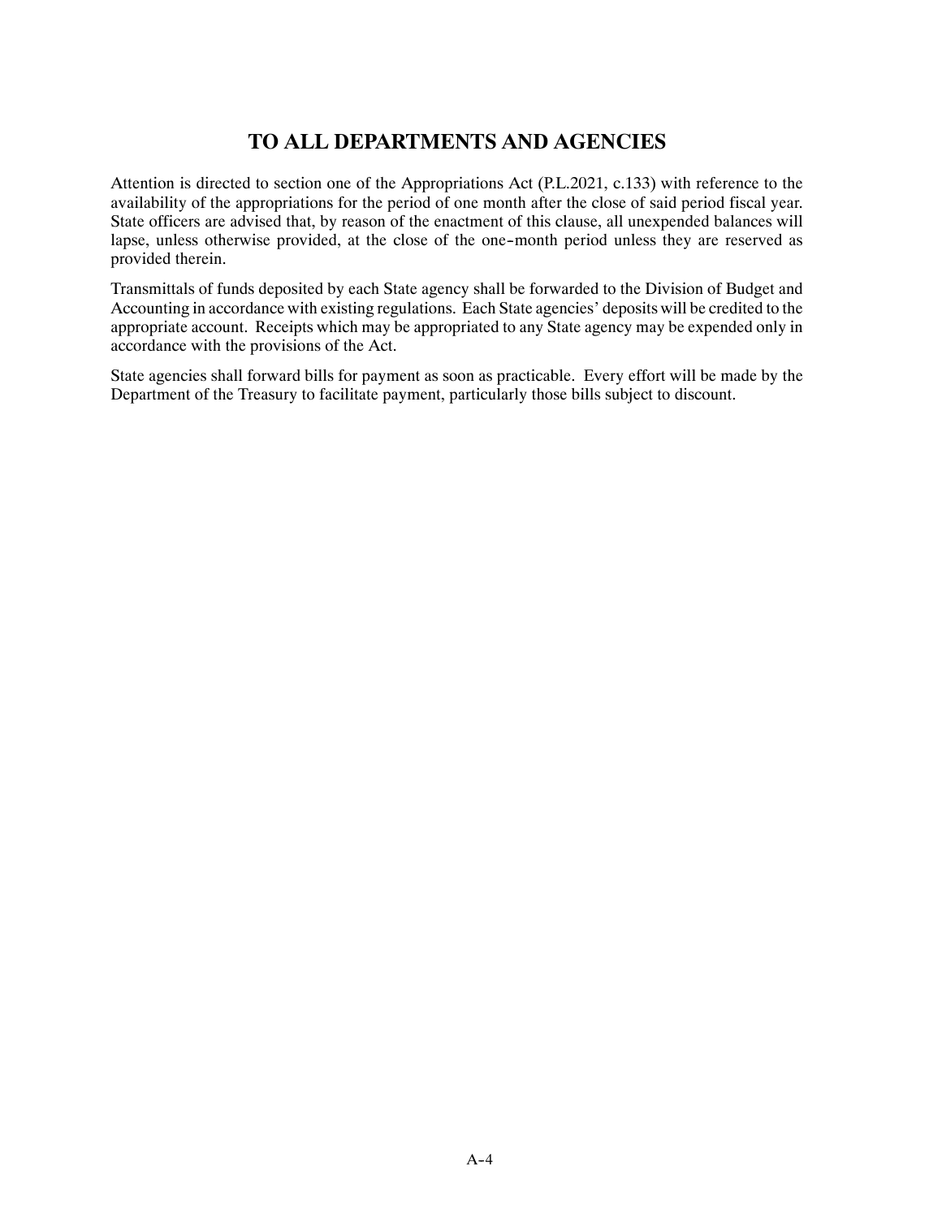## TO ALL DEPARTMENTS AND AGENCIES

Attention is directed to section one of the Appropriations Act (P.L.2021, c.133) with reference to the availability of the appropriations for the period of one month after the close of said period fiscal year. State officers are advised that, by reason of the enactment of this clause, all unexpended balances will lapse, unless otherwise provided, at the close of the one-month period unless they are reserved as provided therein.

Transmittals of funds deposited by each State agency shall be forwarded to the Division of Budget and Accounting in accordance with existing regulations. Each State agencies' deposits will be credited to the appropriate account. Receipts which may be appropriated to any State agency may be expended only in accordance with the provisions of the Act.

State agencies shall forward bills for payment as soon as practicable. Every effort will be made by the Department of the Treasury to facilitate payment, particularly those bills subject to discount.